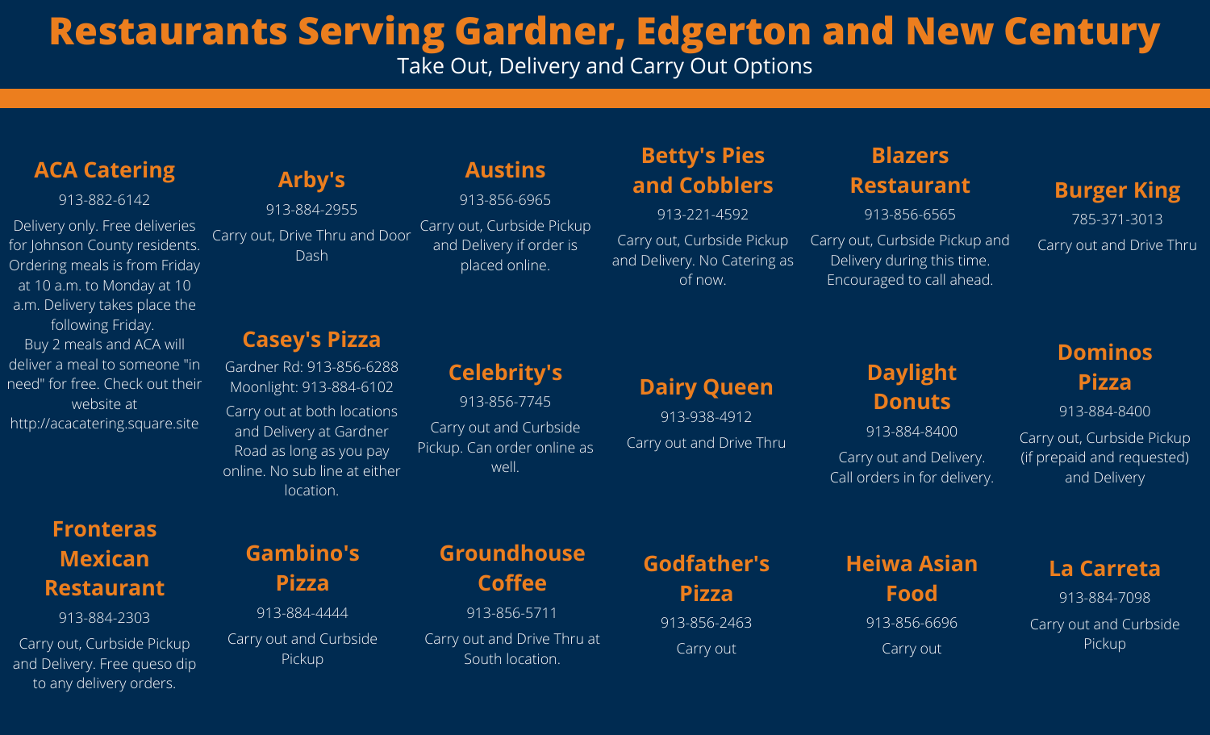# Restaurants Serving Gardner, Edgerton and New Century

Take Out, Delivery and Carry Out Options

## ACA Catering

913-882-6142

Delivery only. Free deliveries for Johnson County residents. Ordering meals is from Friday at 10 a.m. to Monday at 10 a.m. Delivery takes place the following Friday.
Buy 2 meals and ACA will deliver a meal to someone "in need" for free. Check out their website at http://acacatering.square.site

## Arby's

913-884-2955

Carry out, Drive Thru and Door Dash

## Austins

913-856-6965

Carry out, Curbside Pickup and Delivery if order is placed online.

## Betty's Pies and Cobblers

913-221-4592

Carry out, Curbside Pickup and Delivery. No Catering as of now.

## Blazers Restaurant

913-856-6565

Carry out, Curbside Pickup and Delivery during this time. Encouraged to call ahead.

## Burger King

785-371-3013

Carry out and Drive Thru

## Casey's Pizza

Gardner Rd: 913-856-6288
Moonlight: 913-884-6102

Carry out at both locations and Delivery at Gardner Road as long as you pay online. No sub line at either location.

## Celebrity's

913-856-7745

Carry out and Curbside Pickup. Can order online as well.

## Dairy Queen

913-938-4912

Carry out and Drive Thru

## Daylight Donuts

913-884-8400

Carry out and Delivery. Call orders in for delivery.

## Dominos Pizza

913-884-8400

Carry out, Curbside Pickup (if prepaid and requested) and Delivery

## Fronteras Mexican Restaurant

913-884-2303

Carry out, Curbside Pickup and Delivery. Free queso dip to any delivery orders.

## Gambino's Pizza

913-884-4444

Carry out and Curbside Pickup

## Groundhouse Coffee

913-856-5711

Carry out and Drive Thru at South location.

## Godfather's Pizza

913-856-2463

Carry out

## Heiwa Asian Food

913-856-6696

Carry out

## La Carreta

913-884-7098

Carry out and Curbside Pickup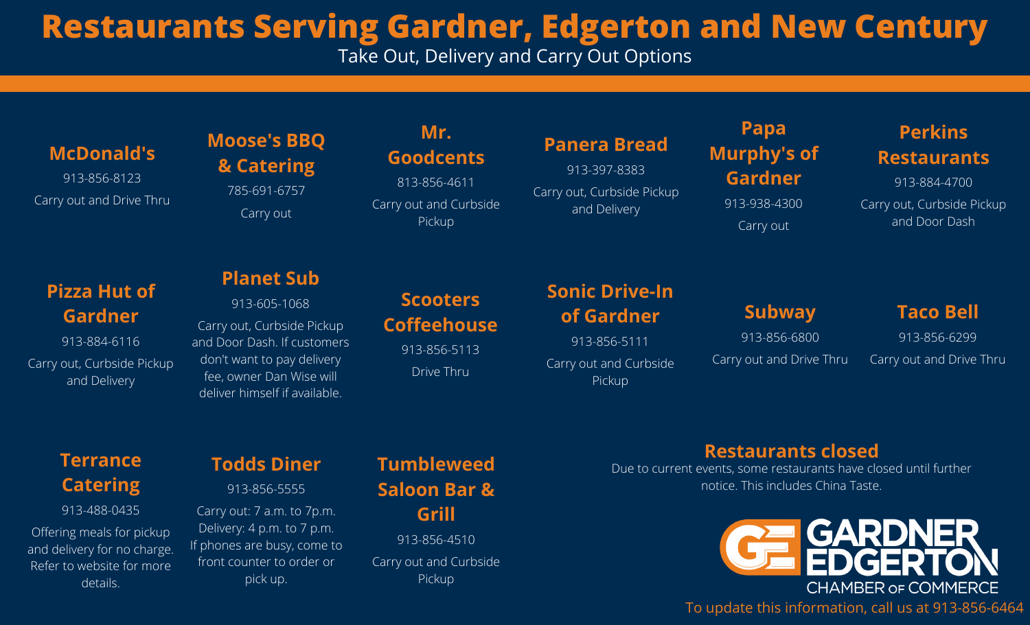# Restaurants Serving Gardner, Edgerton and New Century

Take Out, Delivery and Carry Out Options

### McDonald's

913-856-8123

Carry out and Drive Thru

### Moose's BBQ & Catering

785-691-6757

Carry out

### Mr. Goodcents

813-856-4611

Carry out and Curbside Pickup

### Panera Bread

913-397-8383

Carry out, Curbside Pickup and Delivery

### Papa Murphy's of Gardner

913-938-4300

Carry out

### Perkins Restaurants

913-884-4700

Carry out, Curbside Pickup and Door Dash

### Pizza Hut of Gardner

913-884-6116

Carry out, Curbside Pickup and Delivery

### Planet Sub

913-605-1068

Carry out, Curbside Pickup and Door Dash. If customers don't want to pay delivery fee, owner Dan Wise will deliver himself if available.

### Scooters Coffeehouse

913-856-5113

Drive Thru

### Sonic Drive-In of Gardner

913-856-5111

Carry out and Curbside Pickup

### Subway

913-856-6800

Carry out and Drive Thru

### Taco Bell

913-856-6299

Carry out and Drive Thru

### Terrance Catering

913-488-0435

Offering meals for pickup and delivery for no charge. Refer to website for more details.

### Todds Diner

913-856-5555

Carry out: 7 a.m. to 7p.m.
Delivery: 4 p.m. to 7 p.m.
If phones are busy, come to front counter to order or pick up.

### Tumbleweed Saloon Bar & Grill

913-856-4510

Carry out and Curbside Pickup

### Restaurants closed

Due to current events, some restaurants have closed until further notice. This includes China Taste.

GARDNER EDGERTON CHAMBER of COMMERCE

To update this information, call us at 913-856-6464